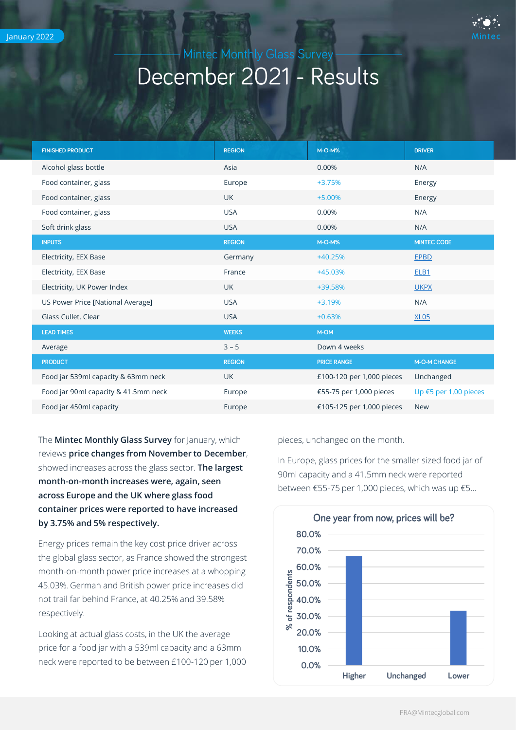January 2022

## Mintec Monthly Glass Survey

# December 2021 - Results

| FINISHED PRODUCT | REGION | M-O-M% | DRIVER |
|---|---|---|---|
| Alcohol glass bottle | Asia | 0.00% | N/A |
| Food container, glass | Europe | +3.75% | Energy |
| Food container, glass | UK | +5.00% | Energy |
| Food container, glass | USA | 0.00% | N/A |
| Soft drink glass | USA | 0.00% | N/A |
| **INPUTS** | **REGION** | **M-O-M%** | **MINTEC CODE** |
| Electricity, EEX Base | Germany | +40.25% | EPBD |
| Electricity, EEX Base | France | +45.03% | ELB1 |
| Electricity, UK Power Index | UK | +39.58% | UKPX |
| US Power Price [National Average] | USA | +3.19% | N/A |
| Glass Cullet, Clear | USA | +0.63% | XL05 |
| **LEAD TIMES** | **WEEKS** | **M-OM** | |
| Average | 3 – 5 | Down 4 weeks | |
| **PRODUCT** | **REGION** | **PRICE RANGE** | **M-O-M CHANGE** |
| Food jar 539ml capacity & 63mm neck | UK | £100-120 per 1,000 pieces | Unchanged |
| Food jar 90ml capacity & 41.5mm neck | Europe | €55-75 per 1,000 pieces | Up €5 per 1,00 pieces |
| Food jar 450ml capacity | Europe | €105-125 per 1,000 pieces | New |

The **Mintec Monthly Glass Survey** for January, which reviews **price changes from November to December**, showed increases across the glass sector. **The largest month-on-month increases were, again, seen across Europe and the UK where glass food container prices were reported to have increased by 3.75% and 5% respectively.**

Energy prices remain the key cost price driver across the global glass sector, as France showed the strongest month-on-month power price increases at a whopping 45.03%. German and British power price increases did not trail far behind France, at 40.25% and 39.58% respectively.

Looking at actual glass costs, in the UK the average price for a food jar with a 539ml capacity and a 63mm neck were reported to be between £100-120 per 1,000 pieces, unchanged on the month.

In Europe, glass prices for the smaller sized food jar of 90ml capacity and a 41.5mm neck were reported between €55-75 per 1,000 pieces, which was up €5...

**One year from now, prices will be?**

| Response | % of respondents |
|---|---|
| Higher | ~67% |
| Unchanged | 0% |
| Lower | ~33% |

PRA@Mintecglobal.com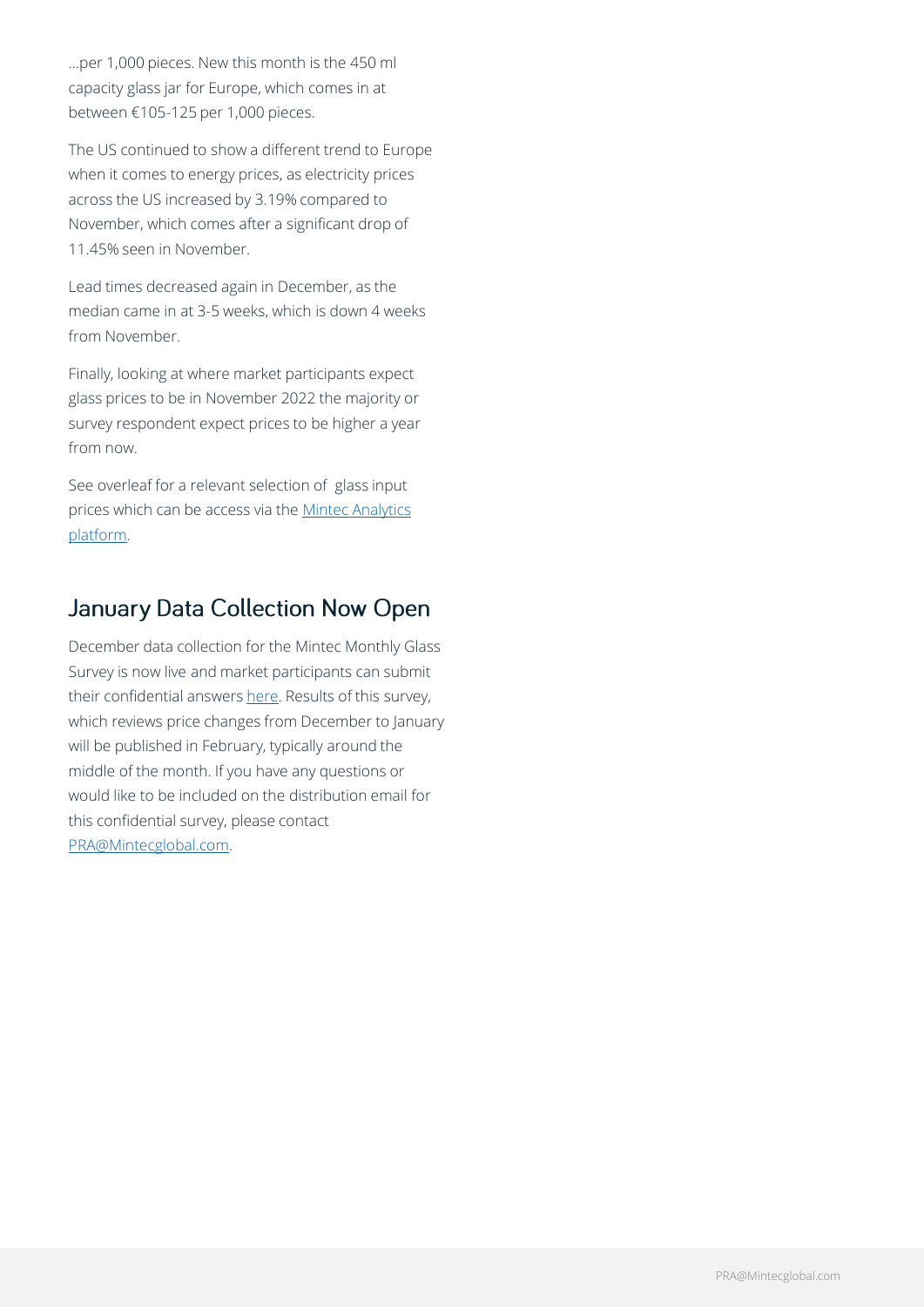...per 1,000 pieces. New this month is the 450 ml capacity glass jar for Europe, which comes in at between €105-125 per 1,000 pieces.

The US continued to show a different trend to Europe when it comes to energy prices, as electricity prices across the US increased by 3.19% compared to November, which comes after a significant drop of 11.45% seen in November.

Lead times decreased again in December, as the median came in at 3-5 weeks, which is down 4 weeks from November.

Finally, looking at where market participants expect glass prices to be in November 2022 the majority or survey respondent expect prices to be higher a year from now.

See overleaf for a relevant selection of glass input prices which can be access via the [Mintec Analytics platform](#).

## January Data Collection Now Open

December data collection for the Mintec Monthly Glass Survey is now live and market participants can submit their confidential answers [here](#). Results of this survey, which reviews price changes from December to January will be published in February, typically around the middle of the month. If you have any questions or would like to be included on the distribution email for this confidential survey, please contact [PRA@Mintecglobal.com](mailto:PRA@Mintecglobal.com).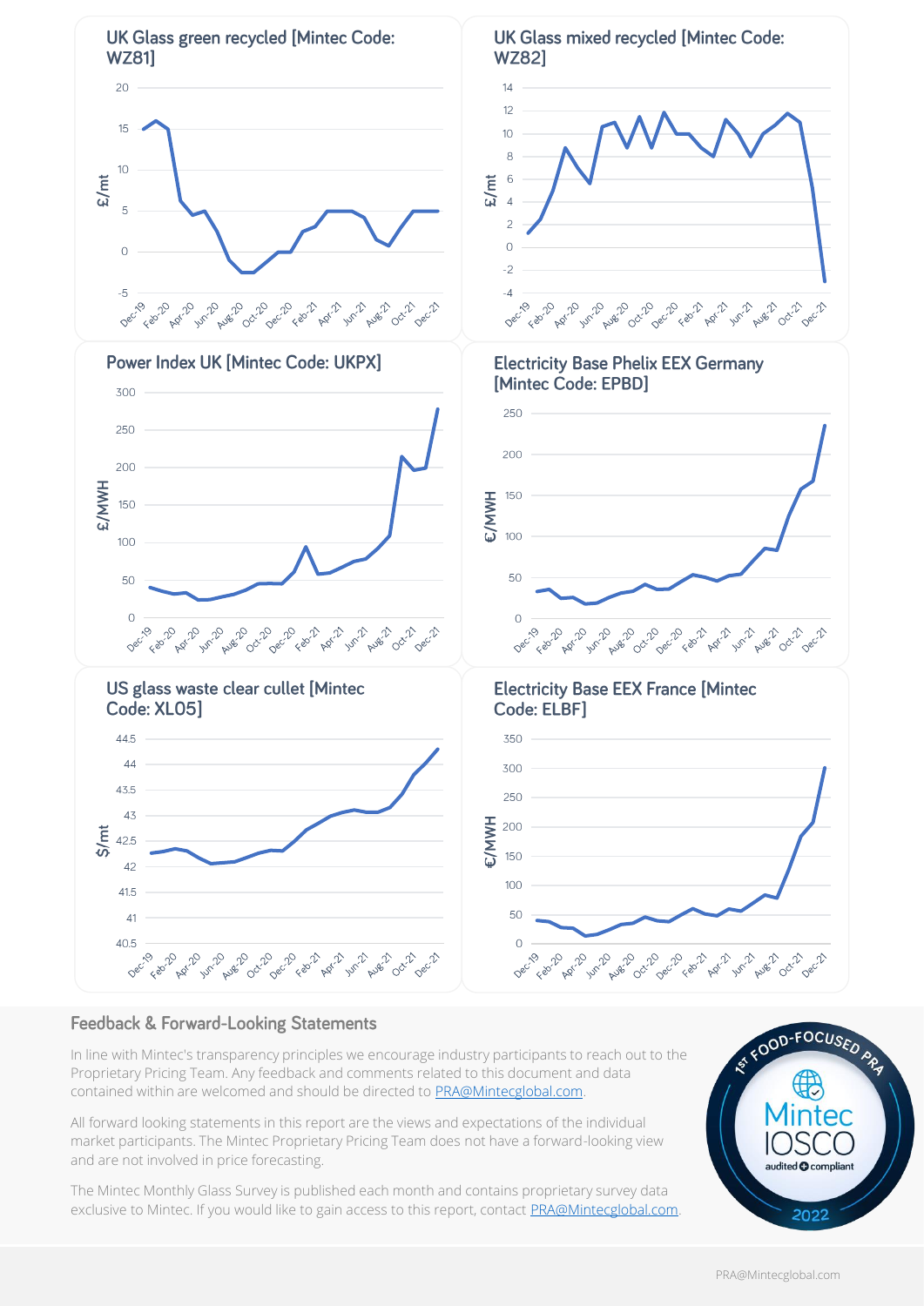## UK Glass green recycled [Mintec Code: WZ81]

£/mt

20
15
10
5
0
-5

Dec-19 Feb-20 Apr-20 Jun-20 Aug-20 Oct-20 Dec-20 Feb-21 Apr-21 Jun-21 Aug-21 Oct-21 Dec-21

## UK Glass mixed recycled [Mintec Code: WZ82]

£/mt

14
12
10
8
6
4
2
0
-2
-4

Dec-19 Feb-20 Apr-20 Jun-20 Aug-20 Oct-20 Dec-20 Feb-21 Apr-21 Jun-21 Aug-21 Oct-21 Dec-21

## Power Index UK [Mintec Code: UKPX]

£/MWH

300
250
200
150
100
50
0

Dec-19 Feb-20 Apr-20 Jun-20 Aug-20 Oct-20 Dec-20 Feb-21 Apr-21 Jun-21 Aug-21 Oct-21 Dec-21

## Electricity Base Phelix EEX Germany [Mintec Code: EPBD]

€/MWH

250
200
150
100
50
0

Dec-19 Feb-20 Apr-20 Jun-20 Aug-20 Oct-20 Dec-20 Feb-21 Apr-21 Jun-21 Aug-21 Oct-21 Dec-21

## US glass waste clear cullet [Mintec Code: XL05]

$/mt

44.5
44
43.5
43
42.5
42
41.5
41
40.5

Dec-19 Feb-20 Apr-20 Jun-20 Aug-20 Oct-20 Dec-20 Feb-21 Apr-21 Jun-21 Aug-21 Oct-21 Dec-21

## Electricity Base EEX France [Mintec Code: ELBF]

€/MWH

350
300
250
200
150
100
50
0

Dec-19 Feb-20 Apr-20 Jun-20 Aug-20 Oct-20 Dec-20 Feb-21 Apr-21 Jun-21 Aug-21 Oct-21 Dec-21

## Feedback & Forward-Looking Statements

In line with Mintec's transparency principles we encourage industry participants to reach out to the Proprietary Pricing Team. Any feedback and comments related to this document and data contained within are welcomed and should be directed to PRA@Mintecglobal.com.

All forward looking statements in this report are the views and expectations of the individual market participants. The Mintec Proprietary Pricing Team does not have a forward-looking view and are not involved in price forecasting.

The Mintec Monthly Glass Survey is published each month and contains proprietary survey data exclusive to Mintec. If you would like to gain access to this report, contact PRA@Mintecglobal.com.

1ST FOOD-FOCUSED PRA
Mintec
IOSCO
audited + compliant
2022

PRA@Mintecglobal.com